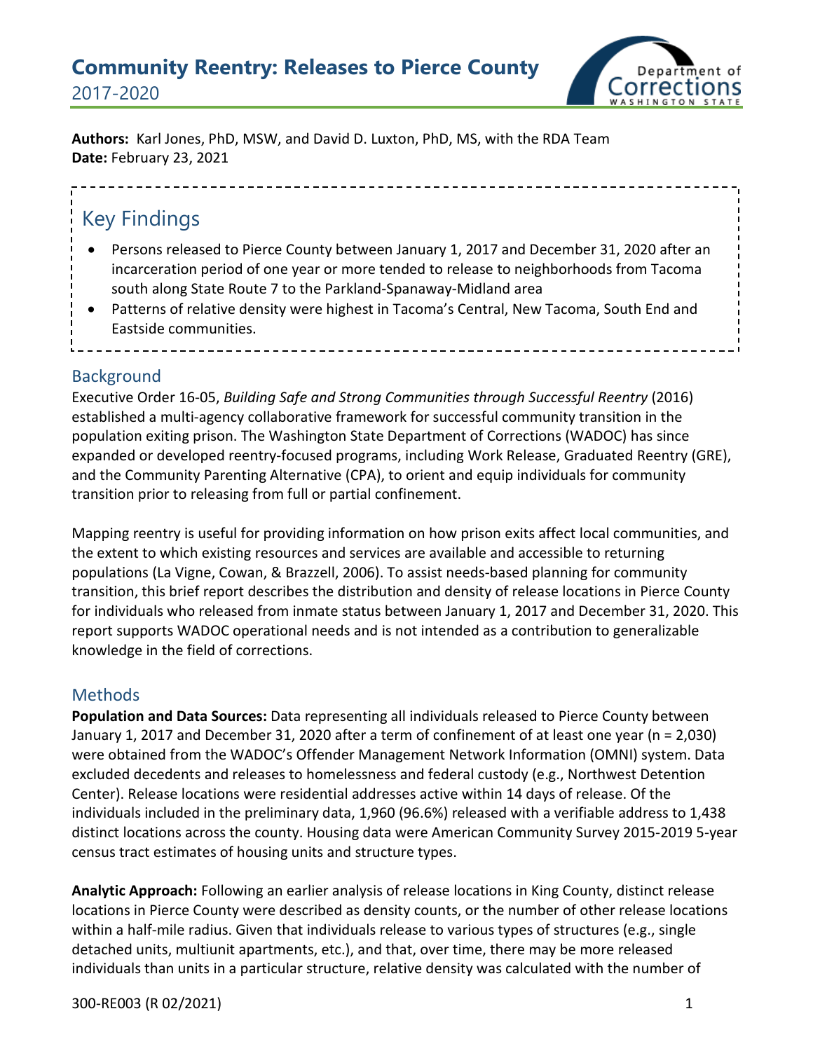# Community Reentry: Releases to Pierce County

2017-2020

**Authors:** Karl Jones, PhD, MSW, and David D. Luxton, PhD, MS, with the RDA Team
**Date:** February 23, 2021

## Key Findings

- Persons released to Pierce County between January 1, 2017 and December 31, 2020 after an incarceration period of one year or more tended to release to neighborhoods from Tacoma south along State Route 7 to the Parkland-Spanaway-Midland area
- Patterns of relative density were highest in Tacoma's Central, New Tacoma, South End and Eastside communities.

## Background

Executive Order 16-05, *Building Safe and Strong Communities through Successful Reentry* (2016) established a multi-agency collaborative framework for successful community transition in the population exiting prison. The Washington State Department of Corrections (WADOC) has since expanded or developed reentry-focused programs, including Work Release, Graduated Reentry (GRE), and the Community Parenting Alternative (CPA), to orient and equip individuals for community transition prior to releasing from full or partial confinement.

Mapping reentry is useful for providing information on how prison exits affect local communities, and the extent to which existing resources and services are available and accessible to returning populations (La Vigne, Cowan, & Brazzell, 2006). To assist needs-based planning for community transition, this brief report describes the distribution and density of release locations in Pierce County for individuals who released from inmate status between January 1, 2017 and December 31, 2020. This report supports WADOC operational needs and is not intended as a contribution to generalizable knowledge in the field of corrections.

## Methods

**Population and Data Sources:** Data representing all individuals released to Pierce County between January 1, 2017 and December 31, 2020 after a term of confinement of at least one year (n = 2,030) were obtained from the WADOC's Offender Management Network Information (OMNI) system. Data excluded decedents and releases to homelessness and federal custody (e.g., Northwest Detention Center). Release locations were residential addresses active within 14 days of release. Of the individuals included in the preliminary data, 1,960 (96.6%) released with a verifiable address to 1,438 distinct locations across the county. Housing data were American Community Survey 2015-2019 5-year census tract estimates of housing units and structure types.

**Analytic Approach:** Following an earlier analysis of release locations in King County, distinct release locations in Pierce County were described as density counts, or the number of other release locations within a half-mile radius. Given that individuals release to various types of structures (e.g., single detached units, multiunit apartments, etc.), and that, over time, there may be more released individuals than units in a particular structure, relative density was calculated with the number of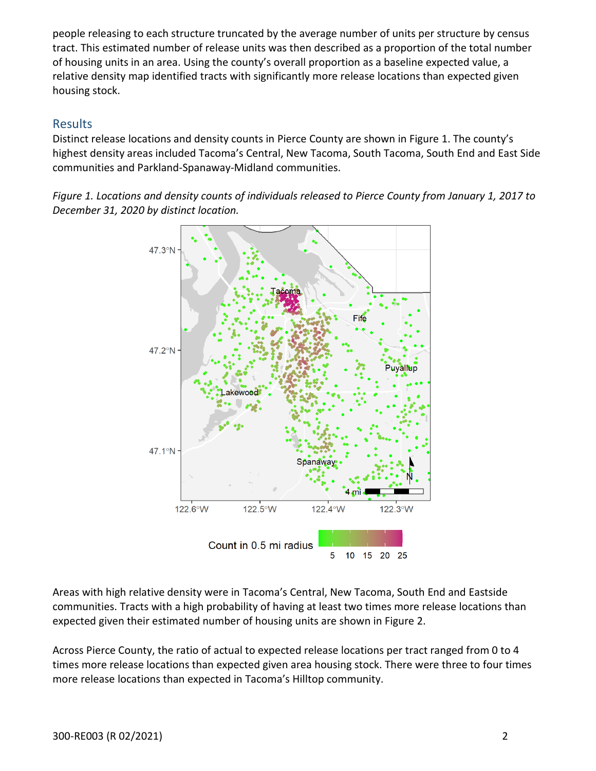people releasing to each structure truncated by the average number of units per structure by census tract. This estimated number of release units was then described as a proportion of the total number of housing units in an area. Using the county's overall proportion as a baseline expected value, a relative density map identified tracts with significantly more release locations than expected given housing stock.

## Results

Distinct release locations and density counts in Pierce County are shown in Figure 1. The county's highest density areas included Tacoma's Central, New Tacoma, South Tacoma, South End and East Side communities and Parkland-Spanaway-Midland communities.

*Figure 1. Locations and density counts of individuals released to Pierce County from January 1, 2017 to December 31, 2020 by distinct location.*

Areas with high relative density were in Tacoma's Central, New Tacoma, South End and Eastside communities. Tracts with a high probability of having at least two times more release locations than expected given their estimated number of housing units are shown in Figure 2.

Across Pierce County, the ratio of actual to expected release locations per tract ranged from 0 to 4 times more release locations than expected given area housing stock. There were three to four times more release locations than expected in Tacoma's Hilltop community.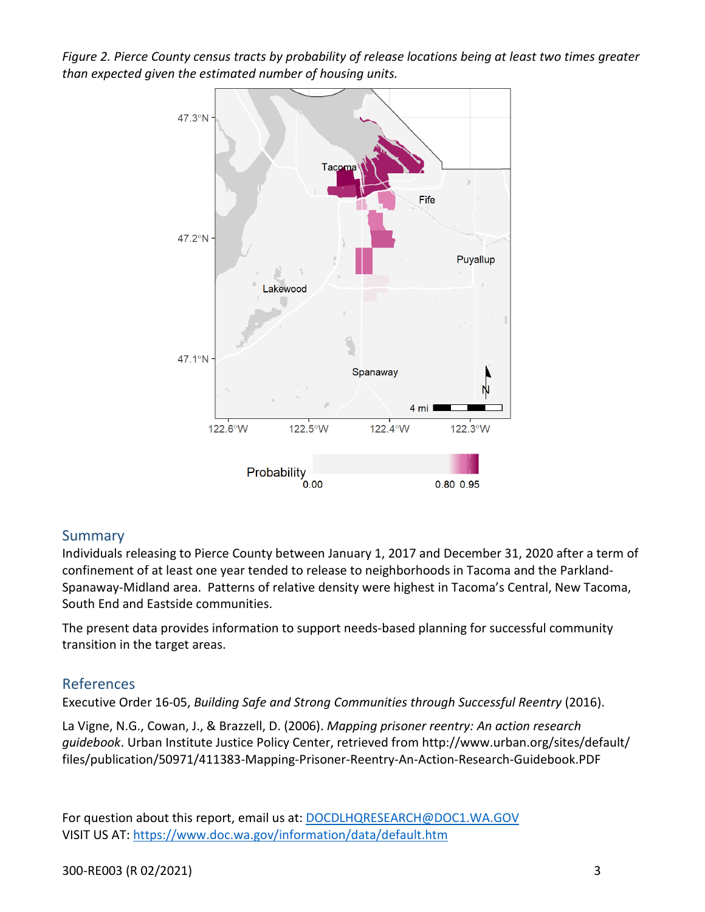*Figure 2. Pierce County census tracts by probability of release locations being at least two times greater than expected given the estimated number of housing units.*

47.3°N
47.2°N
47.1°N
122.6°W
122.5°W
122.4°W
122.3°W
Tacoma
Fife
Puyallup
Lakewood
Spanaway
4 mi
N
Probability
0.00
0.80 0.95

## Summary

Individuals releasing to Pierce County between January 1, 2017 and December 31, 2020 after a term of confinement of at least one year tended to release to neighborhoods in Tacoma and the Parkland-Spanaway-Midland area. Patterns of relative density were highest in Tacoma's Central, New Tacoma, South End and Eastside communities.

The present data provides information to support needs-based planning for successful community transition in the target areas.

## References

Executive Order 16-05, *Building Safe and Strong Communities through Successful Reentry* (2016).

La Vigne, N.G., Cowan, J., & Brazzell, D. (2006). *Mapping prisoner reentry: An action research guidebook*. Urban Institute Justice Policy Center, retrieved from http://www.urban.org/sites/default/files/publication/50971/411383-Mapping-Prisoner-Reentry-An-Action-Research-Guidebook.PDF

For question about this report, email us at: DOCDLHQRESEARCH@DOC1.WA.GOV
VISIT US AT: https://www.doc.wa.gov/information/data/default.htm

300-RE003 (R 02/2021)